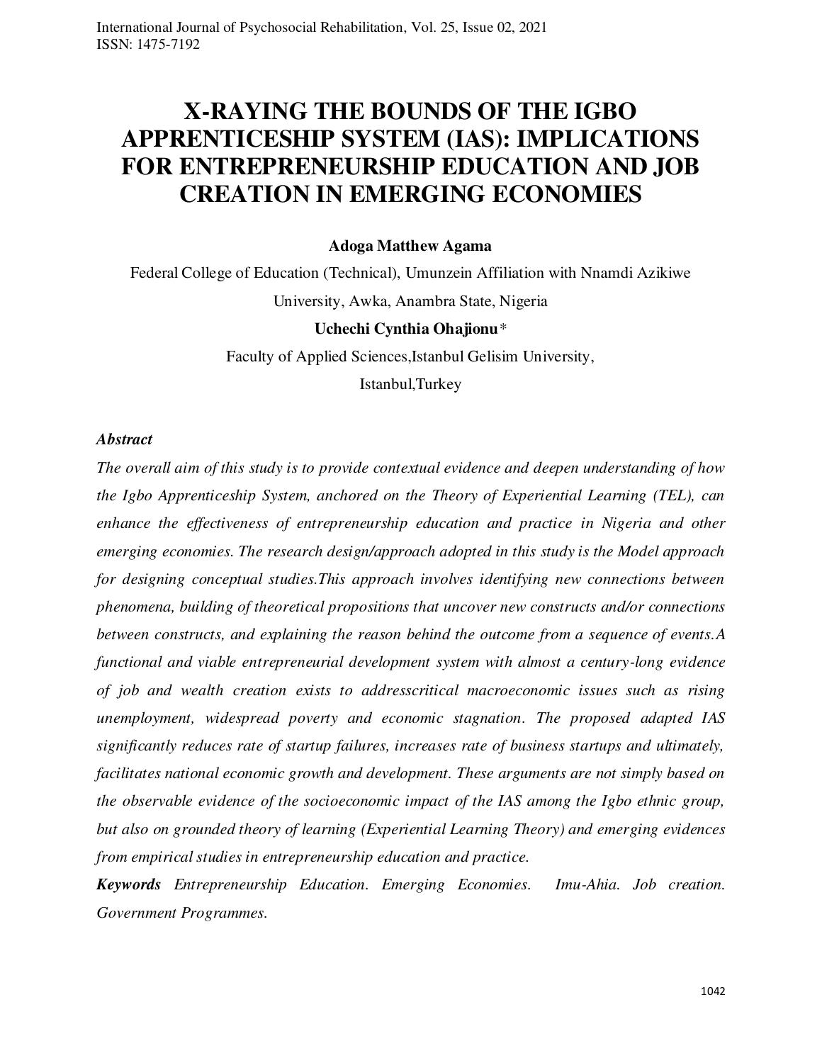# X-RAYING THE BOUNDS OF THE IGBO APPRENTICESHIP SYSTEM (IAS): IMPLICATIONS FOR ENTREPRENEURSHIP EDUCATION AND JOB CREATION IN EMERGING ECONOMIES

**Adoga Matthew Agama**

Federal College of Education (Technical), Umunzein Affiliation with Nnamdi Azikiwe University, Awka, Anambra State, Nigeria

**Uchechi Cynthia Ohajionu***

Faculty of Applied Sciences,Istanbul Gelisim University, Istanbul,Turkey

***Abstract***

*The overall aim of this study is to provide contextual evidence and deepen understanding of how the Igbo Apprenticeship System, anchored on the Theory of Experiential Learning (TEL), can enhance the effectiveness of entrepreneurship education and practice in Nigeria and other emerging economies. The research design/approach adopted in this study is the Model approach for designing conceptual studies.This approach involves identifying new connections between phenomena, building of theoretical propositions that uncover new constructs and/or connections between constructs, and explaining the reason behind the outcome from a sequence of events.A functional and viable entrepreneurial development system with almost a century-long evidence of job and wealth creation exists to addresscritical macroeconomic issues such as rising unemployment, widespread poverty and economic stagnation. The proposed adapted IAS significantly reduces rate of startup failures, increases rate of business startups and ultimately, facilitates national economic growth and development. These arguments are not simply based on the observable evidence of the socioeconomic impact of the IAS among the Igbo ethnic group, but also on grounded theory of learning (Experiential Learning Theory) and emerging evidences from empirical studies in entrepreneurship education and practice.*

***Keywords*** *Entrepreneurship Education. Emerging Economies. Imu-Ahia. Job creation. Government Programmes.*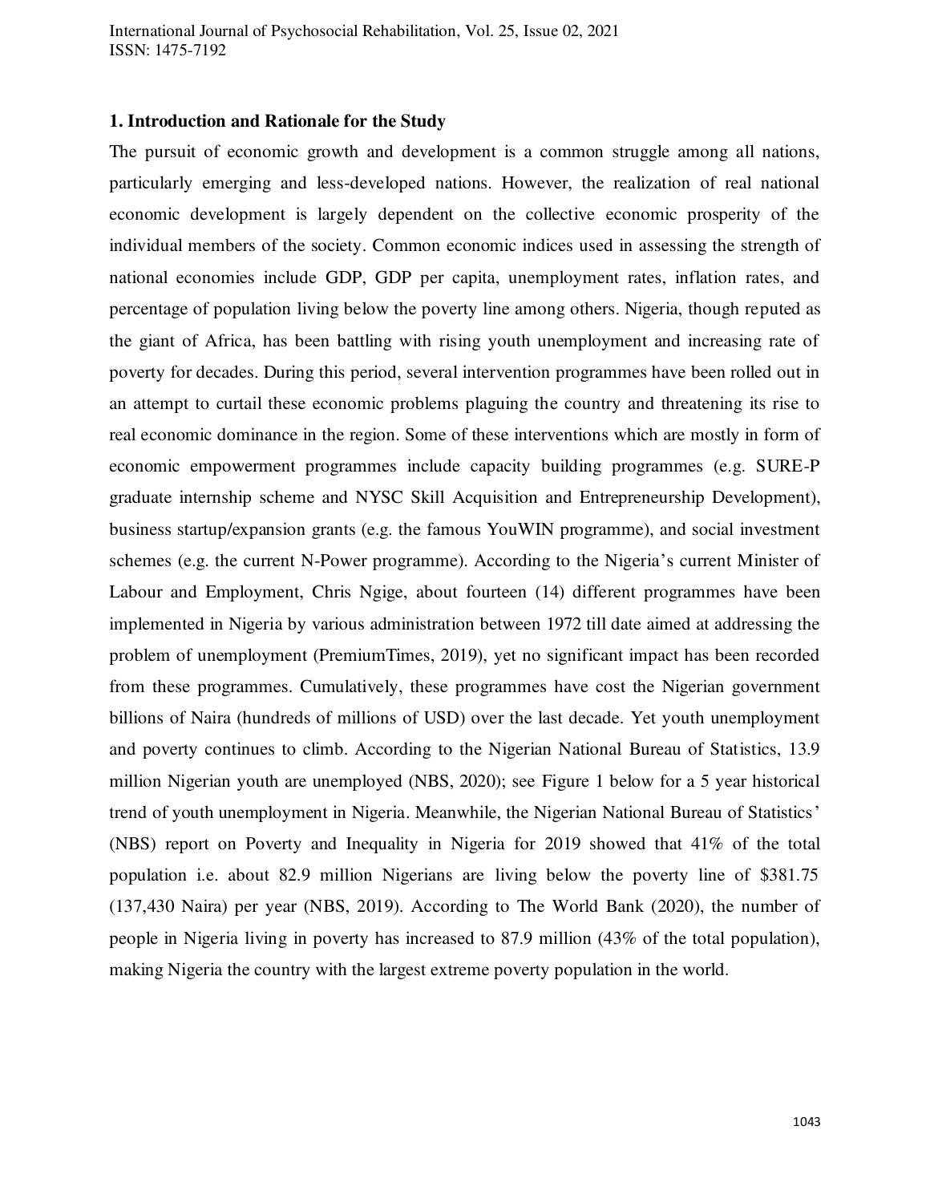## 1. Introduction and Rationale for the Study

The pursuit of economic growth and development is a common struggle among all nations, particularly emerging and less-developed nations. However, the realization of real national economic development is largely dependent on the collective economic prosperity of the individual members of the society. Common economic indices used in assessing the strength of national economies include GDP, GDP per capita, unemployment rates, inflation rates, and percentage of population living below the poverty line among others. Nigeria, though reputed as the giant of Africa, has been battling with rising youth unemployment and increasing rate of poverty for decades. During this period, several intervention programmes have been rolled out in an attempt to curtail these economic problems plaguing the country and threatening its rise to real economic dominance in the region. Some of these interventions which are mostly in form of economic empowerment programmes include capacity building programmes (e.g. SURE-P graduate internship scheme and NYSC Skill Acquisition and Entrepreneurship Development), business startup/expansion grants (e.g. the famous YouWIN programme), and social investment schemes (e.g. the current N-Power programme). According to the Nigeria's current Minister of Labour and Employment, Chris Ngige, about fourteen (14) different programmes have been implemented in Nigeria by various administration between 1972 till date aimed at addressing the problem of unemployment (PremiumTimes, 2019), yet no significant impact has been recorded from these programmes. Cumulatively, these programmes have cost the Nigerian government billions of Naira (hundreds of millions of USD) over the last decade. Yet youth unemployment and poverty continues to climb. According to the Nigerian National Bureau of Statistics, 13.9 million Nigerian youth are unemployed (NBS, 2020); see Figure 1 below for a 5 year historical trend of youth unemployment in Nigeria. Meanwhile, the Nigerian National Bureau of Statistics' (NBS) report on Poverty and Inequality in Nigeria for 2019 showed that 41% of the total population i.e. about 82.9 million Nigerians are living below the poverty line of $381.75 (137,430 Naira) per year (NBS, 2019). According to The World Bank (2020), the number of people in Nigeria living in poverty has increased to 87.9 million (43% of the total population), making Nigeria the country with the largest extreme poverty population in the world.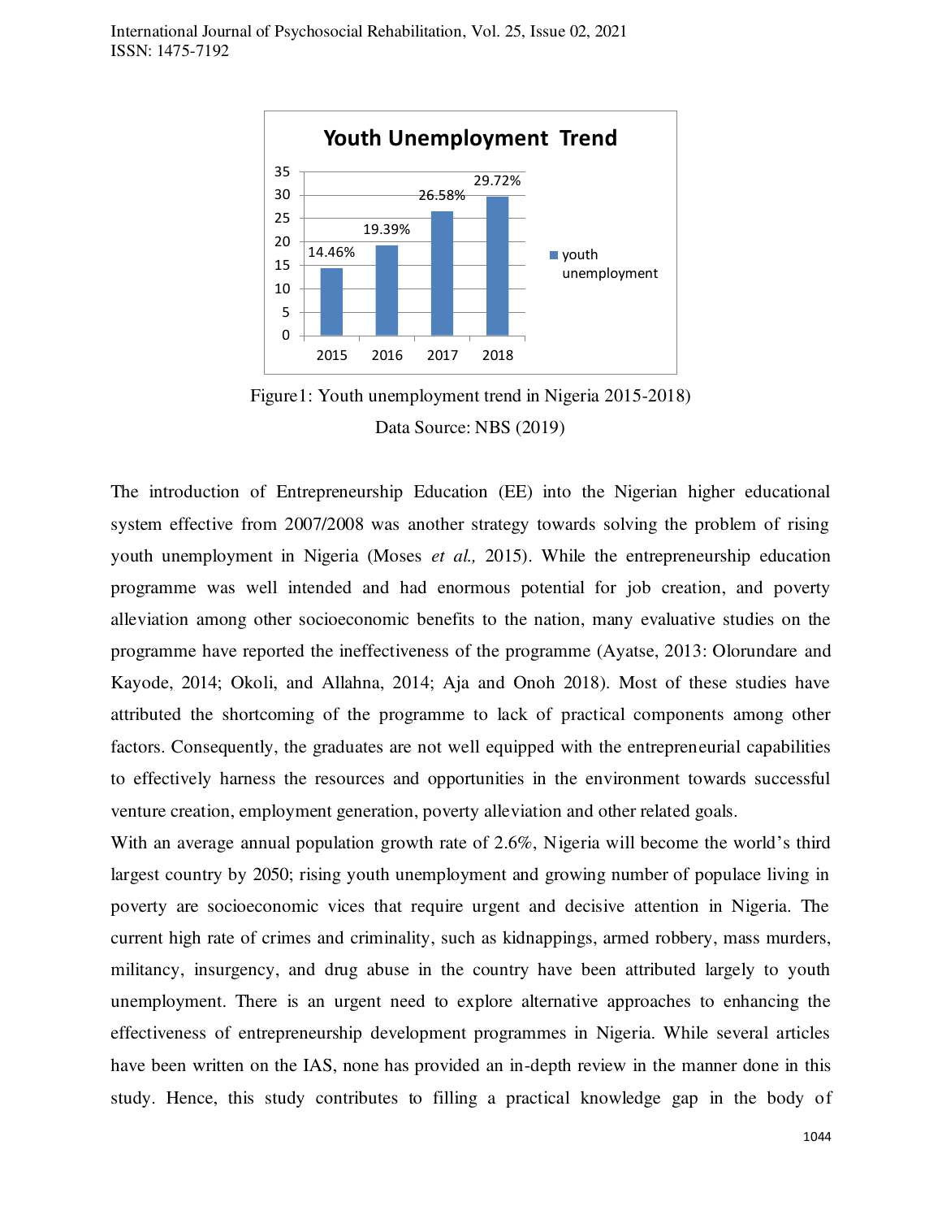Figure1: Youth unemployment trend in Nigeria 2015-2018)

Data Source: NBS (2019)

The introduction of Entrepreneurship Education (EE) into the Nigerian higher educational system effective from 2007/2008 was another strategy towards solving the problem of rising youth unemployment in Nigeria (Moses *et al.,* 2015). While the entrepreneurship education programme was well intended and had enormous potential for job creation, and poverty alleviation among other socioeconomic benefits to the nation, many evaluative studies on the programme have reported the ineffectiveness of the programme (Ayatse, 2013: Olorundare and Kayode, 2014; Okoli, and Allahna, 2014; Aja and Onoh 2018). Most of these studies have attributed the shortcoming of the programme to lack of practical components among other factors. Consequently, the graduates are not well equipped with the entrepreneurial capabilities to effectively harness the resources and opportunities in the environment towards successful venture creation, employment generation, poverty alleviation and other related goals.

With an average annual population growth rate of 2.6%, Nigeria will become the world's third largest country by 2050; rising youth unemployment and growing number of populace living in poverty are socioeconomic vices that require urgent and decisive attention in Nigeria. The current high rate of crimes and criminality, such as kidnappings, armed robbery, mass murders, militancy, insurgency, and drug abuse in the country have been attributed largely to youth unemployment. There is an urgent need to explore alternative approaches to enhancing the effectiveness of entrepreneurship development programmes in Nigeria. While several articles have been written on the IAS, none has provided an in-depth review in the manner done in this study. Hence, this study contributes to filling a practical knowledge gap in the body of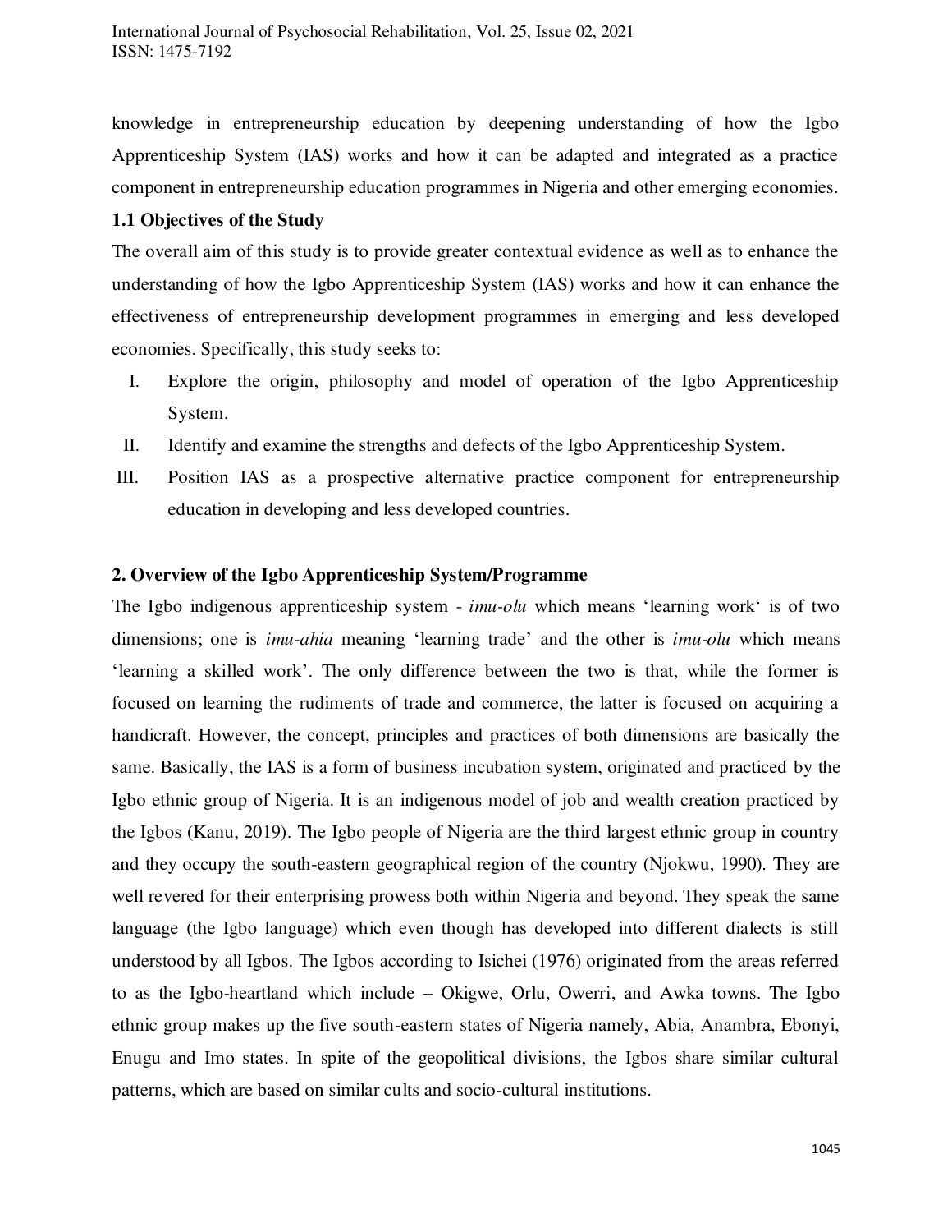knowledge in entrepreneurship education by deepening understanding of how the Igbo Apprenticeship System (IAS) works and how it can be adapted and integrated as a practice component in entrepreneurship education programmes in Nigeria and other emerging economies.

### 1.1 Objectives of the Study

The overall aim of this study is to provide greater contextual evidence as well as to enhance the understanding of how the Igbo Apprenticeship System (IAS) works and how it can enhance the effectiveness of entrepreneurship development programmes in emerging and less developed economies. Specifically, this study seeks to:

I. Explore the origin, philosophy and model of operation of the Igbo Apprenticeship System.

II. Identify and examine the strengths and defects of the Igbo Apprenticeship System.

III. Position IAS as a prospective alternative practice component for entrepreneurship education in developing and less developed countries.

## 2. Overview of the Igbo Apprenticeship System/Programme

The Igbo indigenous apprenticeship system - *imu-olu* which means 'learning work' is of two dimensions; one is *imu-ahia* meaning 'learning trade' and the other is *imu-olu* which means 'learning a skilled work'. The only difference between the two is that, while the former is focused on learning the rudiments of trade and commerce, the latter is focused on acquiring a handicraft. However, the concept, principles and practices of both dimensions are basically the same. Basically, the IAS is a form of business incubation system, originated and practiced by the Igbo ethnic group of Nigeria. It is an indigenous model of job and wealth creation practiced by the Igbos (Kanu, 2019). The Igbo people of Nigeria are the third largest ethnic group in country and they occupy the south-eastern geographical region of the country (Njokwu, 1990). They are well revered for their enterprising prowess both within Nigeria and beyond. They speak the same language (the Igbo language) which even though has developed into different dialects is still understood by all Igbos. The Igbos according to Isichei (1976) originated from the areas referred to as the Igbo-heartland which include – Okigwe, Orlu, Owerri, and Awka towns. The Igbo ethnic group makes up the five south-eastern states of Nigeria namely, Abia, Anambra, Ebonyi, Enugu and Imo states. In spite of the geopolitical divisions, the Igbos share similar cultural patterns, which are based on similar cults and socio-cultural institutions.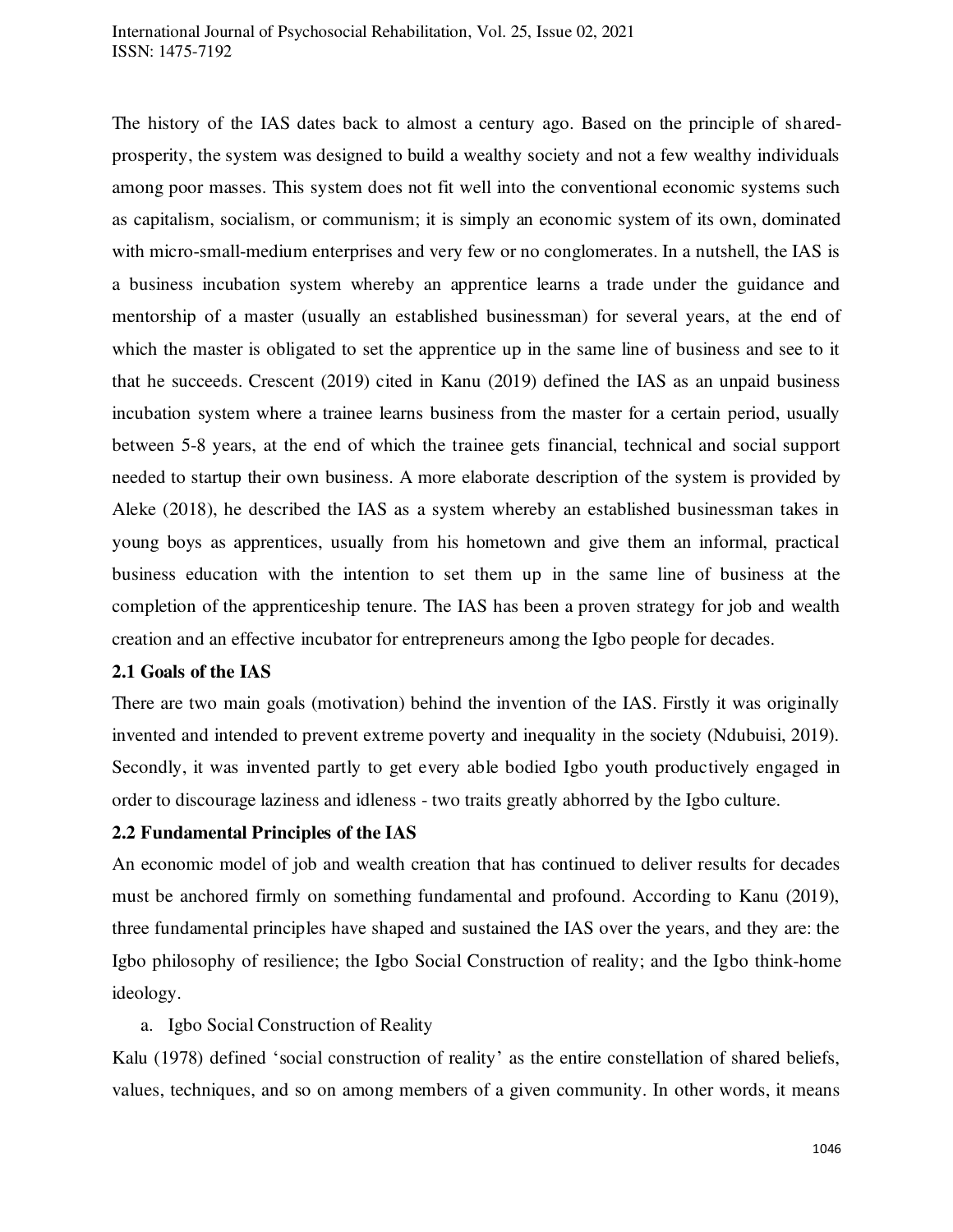The history of the IAS dates back to almost a century ago. Based on the principle of shared-prosperity, the system was designed to build a wealthy society and not a few wealthy individuals among poor masses. This system does not fit well into the conventional economic systems such as capitalism, socialism, or communism; it is simply an economic system of its own, dominated with micro-small-medium enterprises and very few or no conglomerates. In a nutshell, the IAS is a business incubation system whereby an apprentice learns a trade under the guidance and mentorship of a master (usually an established businessman) for several years, at the end of which the master is obligated to set the apprentice up in the same line of business and see to it that he succeeds. Crescent (2019) cited in Kanu (2019) defined the IAS as an unpaid business incubation system where a trainee learns business from the master for a certain period, usually between 5-8 years, at the end of which the trainee gets financial, technical and social support needed to startup their own business. A more elaborate description of the system is provided by Aleke (2018), he described the IAS as a system whereby an established businessman takes in young boys as apprentices, usually from his hometown and give them an informal, practical business education with the intention to set them up in the same line of business at the completion of the apprenticeship tenure. The IAS has been a proven strategy for job and wealth creation and an effective incubator for entrepreneurs among the Igbo people for decades.

### 2.1 Goals of the IAS

There are two main goals (motivation) behind the invention of the IAS. Firstly it was originally invented and intended to prevent extreme poverty and inequality in the society (Ndubuisi, 2019). Secondly, it was invented partly to get every able bodied Igbo youth productively engaged in order to discourage laziness and idleness - two traits greatly abhorred by the Igbo culture.

### 2.2 Fundamental Principles of the IAS

An economic model of job and wealth creation that has continued to deliver results for decades must be anchored firmly on something fundamental and profound. According to Kanu (2019), three fundamental principles have shaped and sustained the IAS over the years, and they are: the Igbo philosophy of resilience; the Igbo Social Construction of reality; and the Igbo think-home ideology.

a. Igbo Social Construction of Reality

Kalu (1978) defined 'social construction of reality' as the entire constellation of shared beliefs, values, techniques, and so on among members of a given community. In other words, it means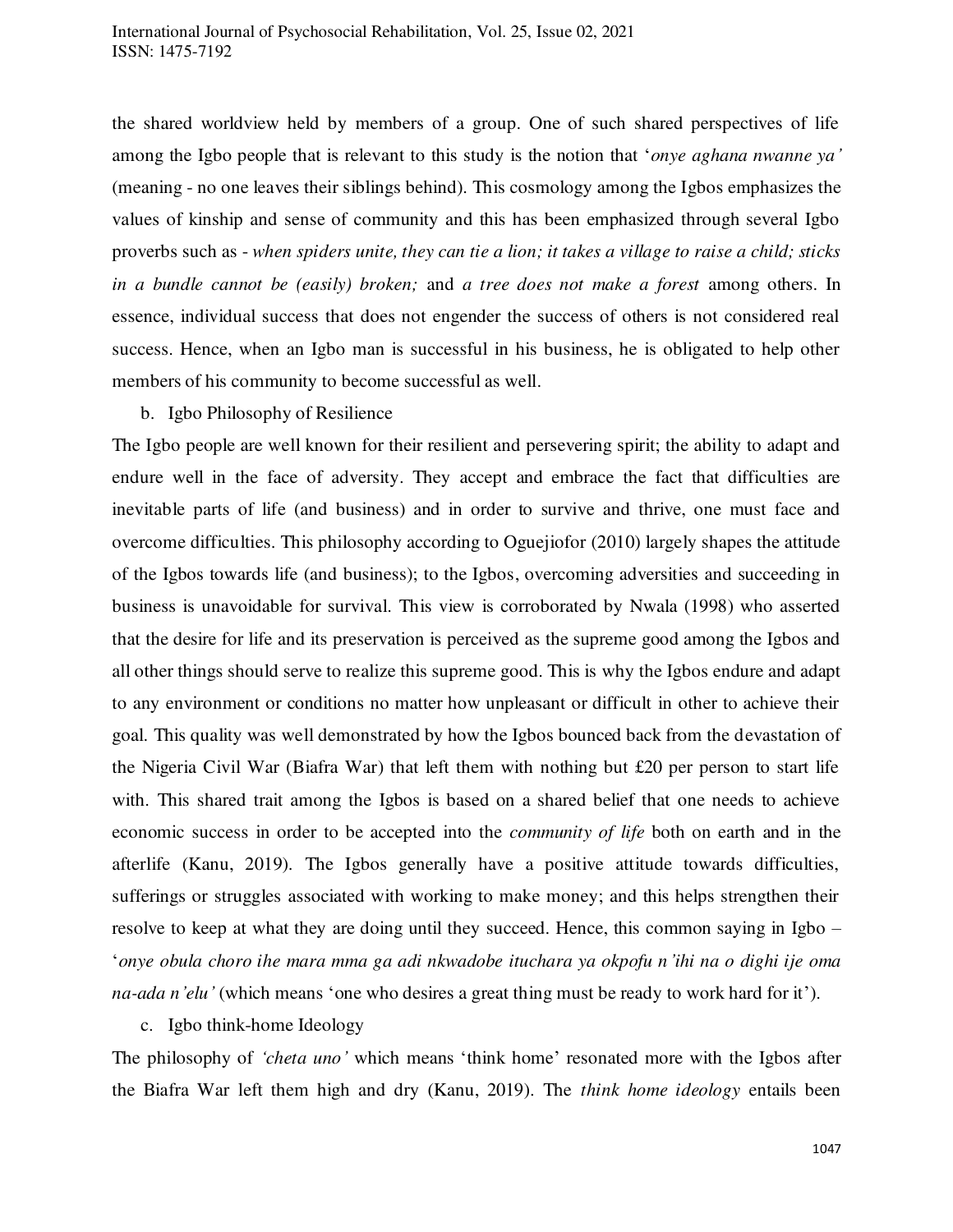the shared worldview held by members of a group. One of such shared perspectives of life among the Igbo people that is relevant to this study is the notion that '*onye aghana nwanne ya'* (meaning - no one leaves their siblings behind). This cosmology among the Igbos emphasizes the values of kinship and sense of community and this has been emphasized through several Igbo proverbs such as - *when spiders unite, they can tie a lion; it takes a village to raise a child; sticks in a bundle cannot be (easily) broken;* and *a tree does not make a forest* among others. In essence, individual success that does not engender the success of others is not considered real success. Hence, when an Igbo man is successful in his business, he is obligated to help other members of his community to become successful as well.

b. Igbo Philosophy of Resilience

The Igbo people are well known for their resilient and persevering spirit; the ability to adapt and endure well in the face of adversity. They accept and embrace the fact that difficulties are inevitable parts of life (and business) and in order to survive and thrive, one must face and overcome difficulties. This philosophy according to Oguejiofor (2010) largely shapes the attitude of the Igbos towards life (and business); to the Igbos, overcoming adversities and succeeding in business is unavoidable for survival. This view is corroborated by Nwala (1998) who asserted that the desire for life and its preservation is perceived as the supreme good among the Igbos and all other things should serve to realize this supreme good. This is why the Igbos endure and adapt to any environment or conditions no matter how unpleasant or difficult in other to achieve their goal. This quality was well demonstrated by how the Igbos bounced back from the devastation of the Nigeria Civil War (Biafra War) that left them with nothing but £20 per person to start life with. This shared trait among the Igbos is based on a shared belief that one needs to achieve economic success in order to be accepted into the *community of life* both on earth and in the afterlife (Kanu, 2019). The Igbos generally have a positive attitude towards difficulties, sufferings or struggles associated with working to make money; and this helps strengthen their resolve to keep at what they are doing until they succeed. Hence, this common saying in Igbo – '*onye obula choro ihe mara mma ga adi nkwadobe ituchara ya okpofu n'ihi na o dighi ije oma na-ada n'elu'* (which means 'one who desires a great thing must be ready to work hard for it').

c. Igbo think-home Ideology

The philosophy of *'cheta uno'* which means 'think home' resonated more with the Igbos after the Biafra War left them high and dry (Kanu, 2019). The *think home ideology* entails been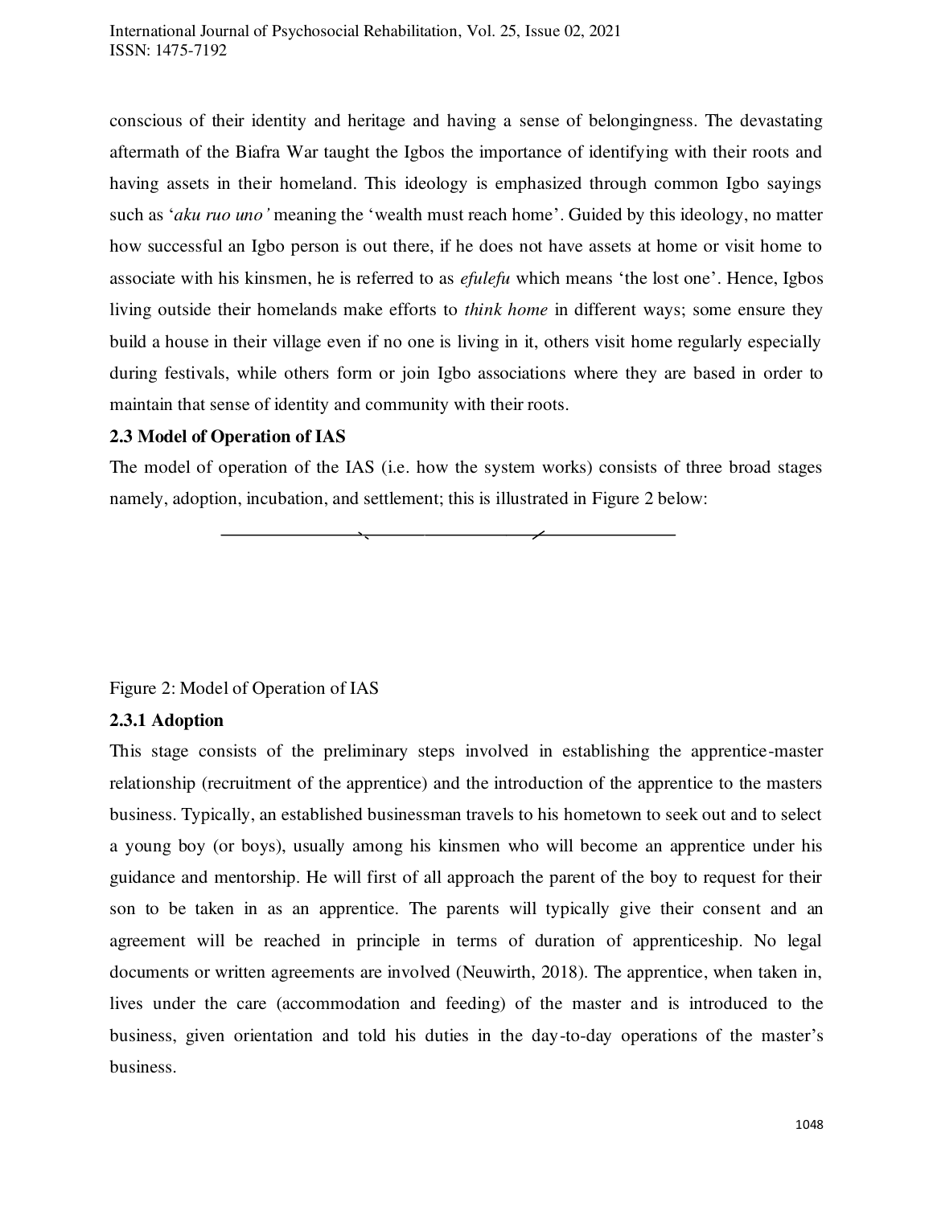conscious of their identity and heritage and having a sense of belongingness. The devastating aftermath of the Biafra War taught the Igbos the importance of identifying with their roots and having assets in their homeland. This ideology is emphasized through common Igbo sayings such as '*aku ruo uno'* meaning the 'wealth must reach home'. Guided by this ideology, no matter how successful an Igbo person is out there, if he does not have assets at home or visit home to associate with his kinsmen, he is referred to as *efulefu* which means 'the lost one'. Hence, Igbos living outside their homelands make efforts to *think home* in different ways; some ensure they build a house in their village even if no one is living in it, others visit home regularly especially during festivals, while others form or join Igbo associations where they are based in order to maintain that sense of identity and community with their roots.

### 2.3 Model of Operation of IAS

The model of operation of the IAS (i.e. how the system works) consists of three broad stages namely, adoption, incubation, and settlement; this is illustrated in Figure 2 below:

Figure 2: Model of Operation of IAS

#### 2.3.1 Adoption

This stage consists of the preliminary steps involved in establishing the apprentice-master relationship (recruitment of the apprentice) and the introduction of the apprentice to the masters business. Typically, an established businessman travels to his hometown to seek out and to select a young boy (or boys), usually among his kinsmen who will become an apprentice under his guidance and mentorship. He will first of all approach the parent of the boy to request for their son to be taken in as an apprentice. The parents will typically give their consent and an agreement will be reached in principle in terms of duration of apprenticeship. No legal documents or written agreements are involved (Neuwirth, 2018). The apprentice, when taken in, lives under the care (accommodation and feeding) of the master and is introduced to the business, given orientation and told his duties in the day-to-day operations of the master's business.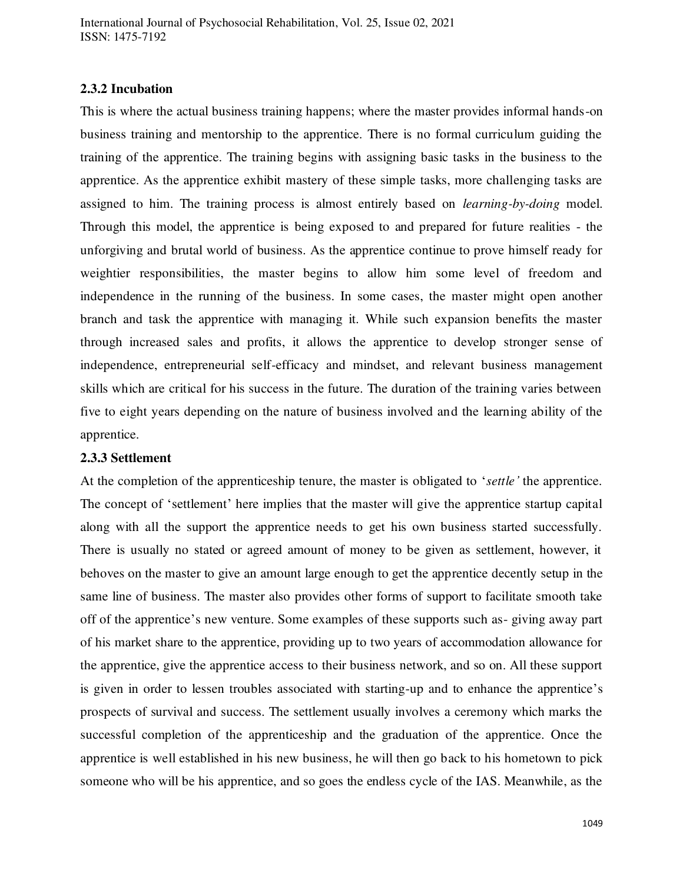### 2.3.2 Incubation

This is where the actual business training happens; where the master provides informal hands-on business training and mentorship to the apprentice. There is no formal curriculum guiding the training of the apprentice. The training begins with assigning basic tasks in the business to the apprentice. As the apprentice exhibit mastery of these simple tasks, more challenging tasks are assigned to him. The training process is almost entirely based on *learning-by-doing* model. Through this model, the apprentice is being exposed to and prepared for future realities - the unforgiving and brutal world of business. As the apprentice continue to prove himself ready for weightier responsibilities, the master begins to allow him some level of freedom and independence in the running of the business. In some cases, the master might open another branch and task the apprentice with managing it. While such expansion benefits the master through increased sales and profits, it allows the apprentice to develop stronger sense of independence, entrepreneurial self-efficacy and mindset, and relevant business management skills which are critical for his success in the future. The duration of the training varies between five to eight years depending on the nature of business involved and the learning ability of the apprentice.

### 2.3.3 Settlement

At the completion of the apprenticeship tenure, the master is obligated to '*settle'* the apprentice. The concept of 'settlement' here implies that the master will give the apprentice startup capital along with all the support the apprentice needs to get his own business started successfully. There is usually no stated or agreed amount of money to be given as settlement, however, it behoves on the master to give an amount large enough to get the apprentice decently setup in the same line of business. The master also provides other forms of support to facilitate smooth take off of the apprentice's new venture. Some examples of these supports such as- giving away part of his market share to the apprentice, providing up to two years of accommodation allowance for the apprentice, give the apprentice access to their business network, and so on. All these support is given in order to lessen troubles associated with starting-up and to enhance the apprentice's prospects of survival and success. The settlement usually involves a ceremony which marks the successful completion of the apprenticeship and the graduation of the apprentice. Once the apprentice is well established in his new business, he will then go back to his hometown to pick someone who will be his apprentice, and so goes the endless cycle of the IAS. Meanwhile, as the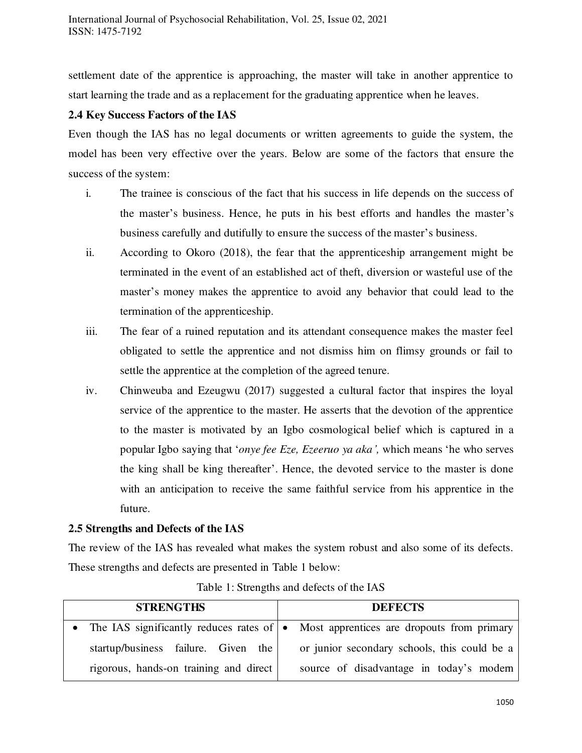settlement date of the apprentice is approaching, the master will take in another apprentice to start learning the trade and as a replacement for the graduating apprentice when he leaves.

### 2.4 Key Success Factors of the IAS

Even though the IAS has no legal documents or written agreements to guide the system, the model has been very effective over the years. Below are some of the factors that ensure the success of the system:

i. The trainee is conscious of the fact that his success in life depends on the success of the master's business. Hence, he puts in his best efforts and handles the master's business carefully and dutifully to ensure the success of the master's business.

ii. According to Okoro (2018), the fear that the apprenticeship arrangement might be terminated in the event of an established act of theft, diversion or wasteful use of the master's money makes the apprentice to avoid any behavior that could lead to the termination of the apprenticeship.

iii. The fear of a ruined reputation and its attendant consequence makes the master feel obligated to settle the apprentice and not dismiss him on flimsy grounds or fail to settle the apprentice at the completion of the agreed tenure.

iv. Chinweuba and Ezeugwu (2017) suggested a cultural factor that inspires the loyal service of the apprentice to the master. He asserts that the devotion of the apprentice to the master is motivated by an Igbo cosmological belief which is captured in a popular Igbo saying that '*onye fee Eze, Ezeeruo ya aka',* which means 'he who serves the king shall be king thereafter'. Hence, the devoted service to the master is done with an anticipation to receive the same faithful service from his apprentice in the future.

### 2.5 Strengths and Defects of the IAS

The review of the IAS has revealed what makes the system robust and also some of its defects. These strengths and defects are presented in Table 1 below:

Table 1: Strengths and defects of the IAS

| STRENGTHS | DEFECTS |
|---|---|
| • The IAS significantly reduces rates of startup/business failure. Given the rigorous, hands-on training and direct | • Most apprentices are dropouts from primary or junior secondary schools, this could be a source of disadvantage in today's modern |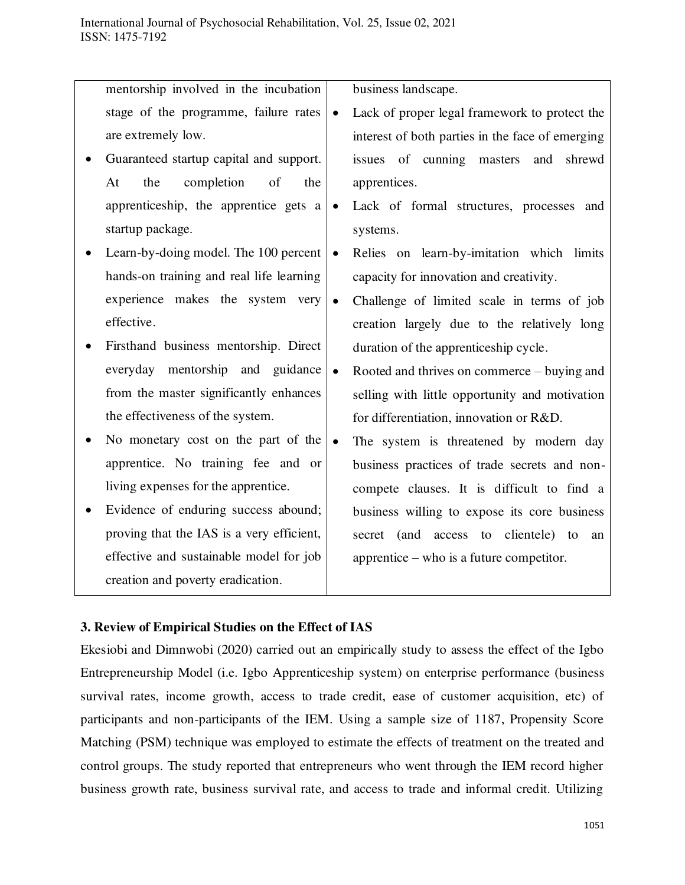| | |
|---|---|
| mentorship involved in the incubation stage of the programme, failure rates are extremely low. <br>• Guaranteed startup capital and support. At the completion of the apprenticeship, the apprentice gets a startup package. <br>• Learn-by-doing model. The 100 percent hands-on training and real life learning experience makes the system very effective. <br>• Firsthand business mentorship. Direct everyday mentorship and guidance from the master significantly enhances the effectiveness of the system. <br>• No monetary cost on the part of the apprentice. No training fee and or living expenses for the apprentice. <br>• Evidence of enduring success abound; proving that the IAS is a very efficient, effective and sustainable model for job creation and poverty eradication. | business landscape. <br>• Lack of proper legal framework to protect the interest of both parties in the face of emerging issues of cunning masters and shrewd apprentices. <br>• Lack of formal structures, processes and systems. <br>• Relies on learn-by-imitation which limits capacity for innovation and creativity. <br>• Challenge of limited scale in terms of job creation largely due to the relatively long duration of the apprenticeship cycle. <br>• Rooted and thrives on commerce – buying and selling with little opportunity and motivation for differentiation, innovation or R&D. <br>• The system is threatened by modern day business practices of trade secrets and non-compete clauses. It is difficult to find a business willing to expose its core business secret (and access to clientele) to an apprentice – who is a future competitor. |

## 3. Review of Empirical Studies on the Effect of IAS

Ekesiobi and Dimnwobi (2020) carried out an empirically study to assess the effect of the Igbo Entrepreneurship Model (i.e. Igbo Apprenticeship system) on enterprise performance (business survival rates, income growth, access to trade credit, ease of customer acquisition, etc) of participants and non-participants of the IEM. Using a sample size of 1187, Propensity Score Matching (PSM) technique was employed to estimate the effects of treatment on the treated and control groups. The study reported that entrepreneurs who went through the IEM record higher business growth rate, business survival rate, and access to trade and informal credit. Utilizing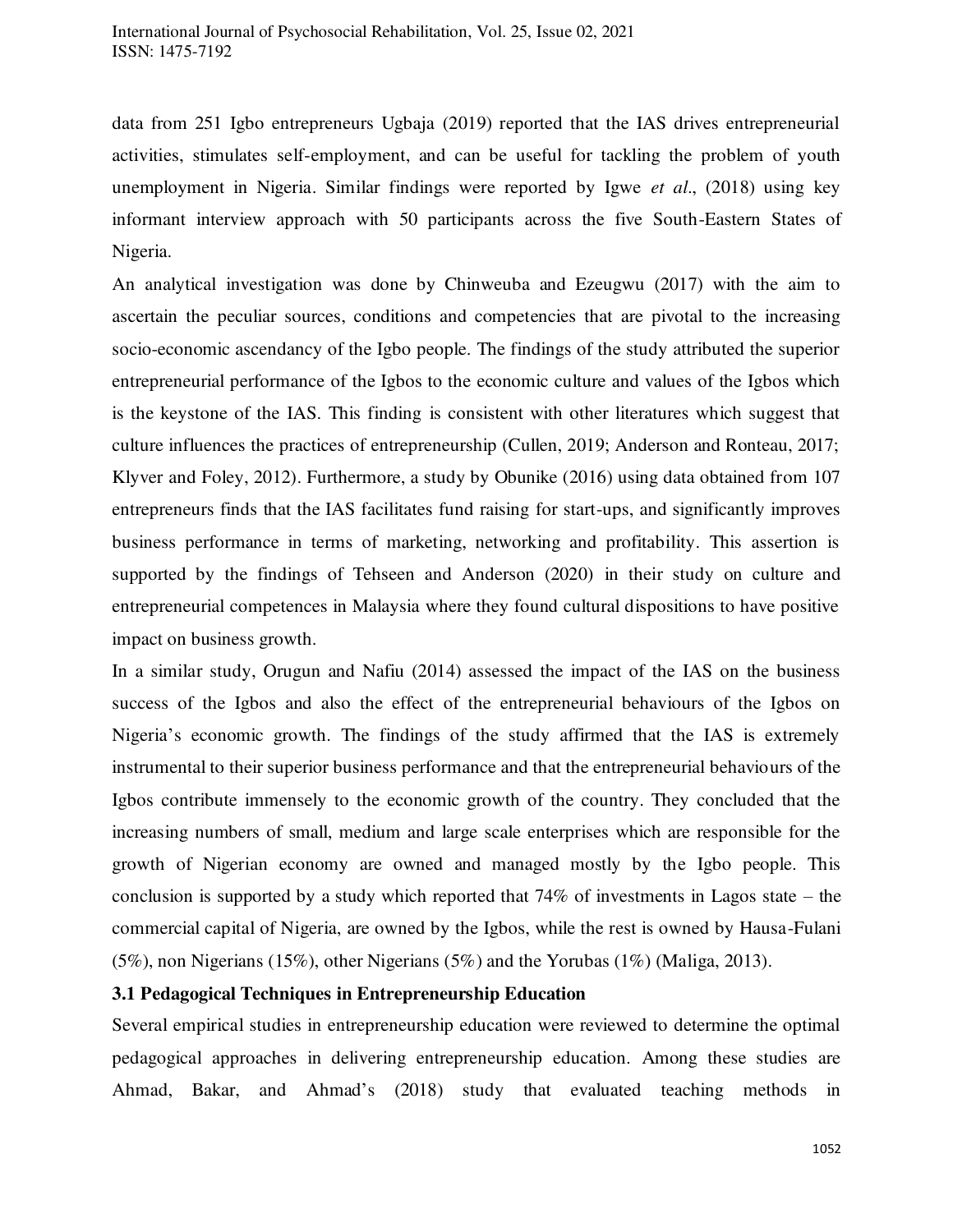data from 251 Igbo entrepreneurs Ugbaja (2019) reported that the IAS drives entrepreneurial activities, stimulates self-employment, and can be useful for tackling the problem of youth unemployment in Nigeria. Similar findings were reported by Igwe *et al*., (2018) using key informant interview approach with 50 participants across the five South-Eastern States of Nigeria.

An analytical investigation was done by Chinweuba and Ezeugwu (2017) with the aim to ascertain the peculiar sources, conditions and competencies that are pivotal to the increasing socio-economic ascendancy of the Igbo people. The findings of the study attributed the superior entrepreneurial performance of the Igbos to the economic culture and values of the Igbos which is the keystone of the IAS. This finding is consistent with other literatures which suggest that culture influences the practices of entrepreneurship (Cullen, 2019; Anderson and Ronteau, 2017; Klyver and Foley, 2012). Furthermore, a study by Obunike (2016) using data obtained from 107 entrepreneurs finds that the IAS facilitates fund raising for start-ups, and significantly improves business performance in terms of marketing, networking and profitability. This assertion is supported by the findings of Tehseen and Anderson (2020) in their study on culture and entrepreneurial competences in Malaysia where they found cultural dispositions to have positive impact on business growth.

In a similar study, Orugun and Nafiu (2014) assessed the impact of the IAS on the business success of the Igbos and also the effect of the entrepreneurial behaviours of the Igbos on Nigeria's economic growth. The findings of the study affirmed that the IAS is extremely instrumental to their superior business performance and that the entrepreneurial behaviours of the Igbos contribute immensely to the economic growth of the country. They concluded that the increasing numbers of small, medium and large scale enterprises which are responsible for the growth of Nigerian economy are owned and managed mostly by the Igbo people. This conclusion is supported by a study which reported that 74% of investments in Lagos state – the commercial capital of Nigeria, are owned by the Igbos, while the rest is owned by Hausa-Fulani (5%), non Nigerians (15%), other Nigerians (5%) and the Yorubas (1%) (Maliga, 2013).

### 3.1 Pedagogical Techniques in Entrepreneurship Education

Several empirical studies in entrepreneurship education were reviewed to determine the optimal pedagogical approaches in delivering entrepreneurship education. Among these studies are Ahmad, Bakar, and Ahmad's (2018) study that evaluated teaching methods in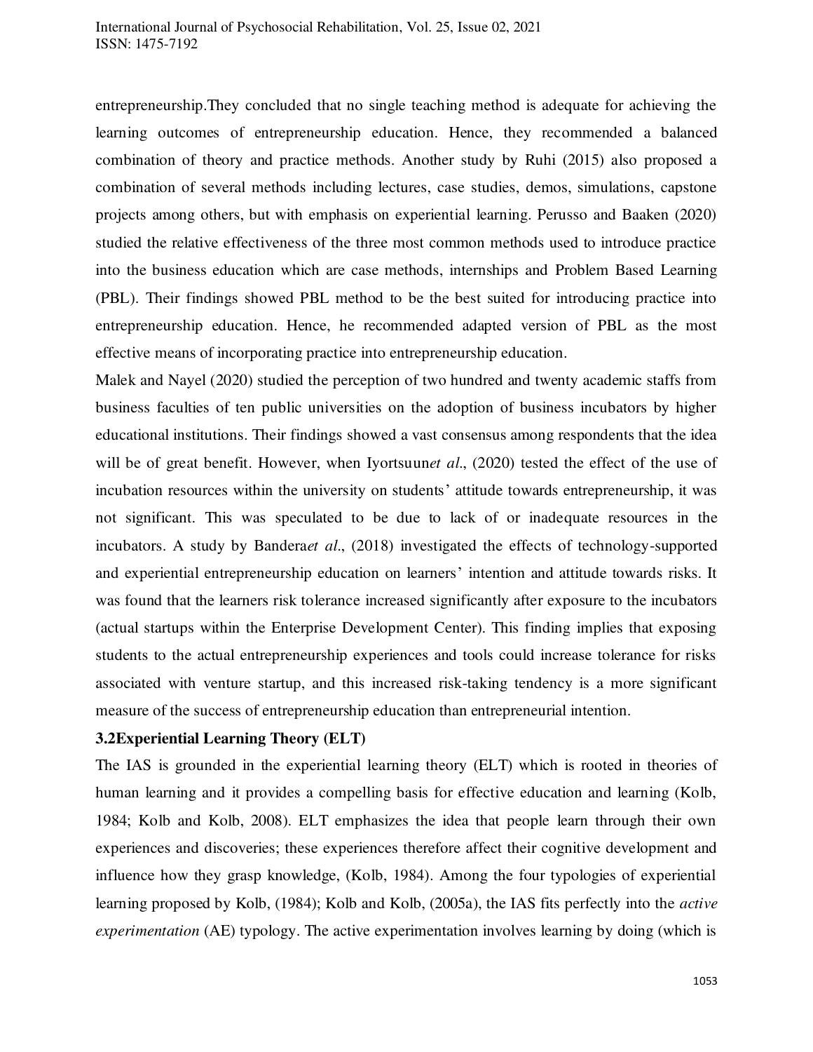entrepreneurship.They concluded that no single teaching method is adequate for achieving the learning outcomes of entrepreneurship education. Hence, they recommended a balanced combination of theory and practice methods. Another study by Ruhi (2015) also proposed a combination of several methods including lectures, case studies, demos, simulations, capstone projects among others, but with emphasis on experiential learning. Perusso and Baaken (2020) studied the relative effectiveness of the three most common methods used to introduce practice into the business education which are case methods, internships and Problem Based Learning (PBL). Their findings showed PBL method to be the best suited for introducing practice into entrepreneurship education. Hence, he recommended adapted version of PBL as the most effective means of incorporating practice into entrepreneurship education.

Malek and Nayel (2020) studied the perception of two hundred and twenty academic staffs from business faculties of ten public universities on the adoption of business incubators by higher educational institutions. Their findings showed a vast consensus among respondents that the idea will be of great benefit. However, when Iyortsuun*et al*., (2020) tested the effect of the use of incubation resources within the university on students' attitude towards entrepreneurship, it was not significant. This was speculated to be due to lack of or inadequate resources in the incubators. A study by Bandera*et al*., (2018) investigated the effects of technology-supported and experiential entrepreneurship education on learners' intention and attitude towards risks. It was found that the learners risk tolerance increased significantly after exposure to the incubators (actual startups within the Enterprise Development Center). This finding implies that exposing students to the actual entrepreneurship experiences and tools could increase tolerance for risks associated with venture startup, and this increased risk-taking tendency is a more significant measure of the success of entrepreneurship education than entrepreneurial intention.

### 3.2Experiential Learning Theory (ELT)

The IAS is grounded in the experiential learning theory (ELT) which is rooted in theories of human learning and it provides a compelling basis for effective education and learning (Kolb, 1984; Kolb and Kolb, 2008). ELT emphasizes the idea that people learn through their own experiences and discoveries; these experiences therefore affect their cognitive development and influence how they grasp knowledge, (Kolb, 1984). Among the four typologies of experiential learning proposed by Kolb, (1984); Kolb and Kolb, (2005a), the IAS fits perfectly into the *active experimentation* (AE) typology. The active experimentation involves learning by doing (which is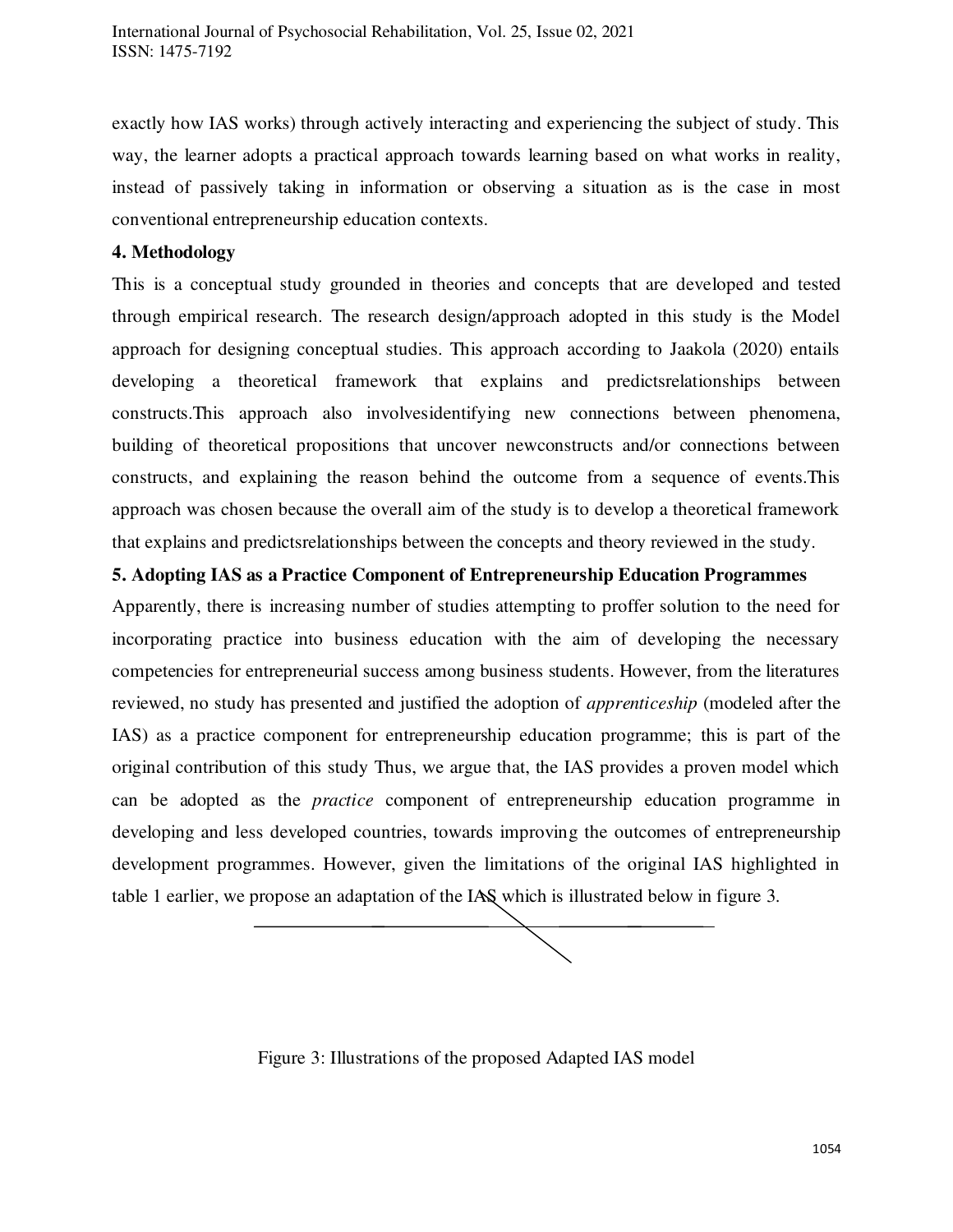exactly how IAS works) through actively interacting and experiencing the subject of study. This way, the learner adopts a practical approach towards learning based on what works in reality, instead of passively taking in information or observing a situation as is the case in most conventional entrepreneurship education contexts.

## 4. Methodology

This is a conceptual study grounded in theories and concepts that are developed and tested through empirical research. The research design/approach adopted in this study is the Model approach for designing conceptual studies. This approach according to Jaakola (2020) entails developing a theoretical framework that explains and predictsrelationships between constructs.This approach also involvesidentifying new connections between phenomena, building of theoretical propositions that uncover newconstructs and/or connections between constructs, and explaining the reason behind the outcome from a sequence of events.This approach was chosen because the overall aim of the study is to develop a theoretical framework that explains and predictsrelationships between the concepts and theory reviewed in the study.

## 5. Adopting IAS as a Practice Component of Entrepreneurship Education Programmes

Apparently, there is increasing number of studies attempting to proffer solution to the need for incorporating practice into business education with the aim of developing the necessary competencies for entrepreneurial success among business students. However, from the literatures reviewed, no study has presented and justified the adoption of *apprenticeship* (modeled after the IAS) as a practice component for entrepreneurship education programme; this is part of the original contribution of this study Thus, we argue that, the IAS provides a proven model which can be adopted as the *practice* component of entrepreneurship education programme in developing and less developed countries, towards improving the outcomes of entrepreneurship development programmes. However, given the limitations of the original IAS highlighted in table 1 earlier, we propose an adaptation of the IAS which is illustrated below in figure 3.

Figure 3: Illustrations of the proposed Adapted IAS model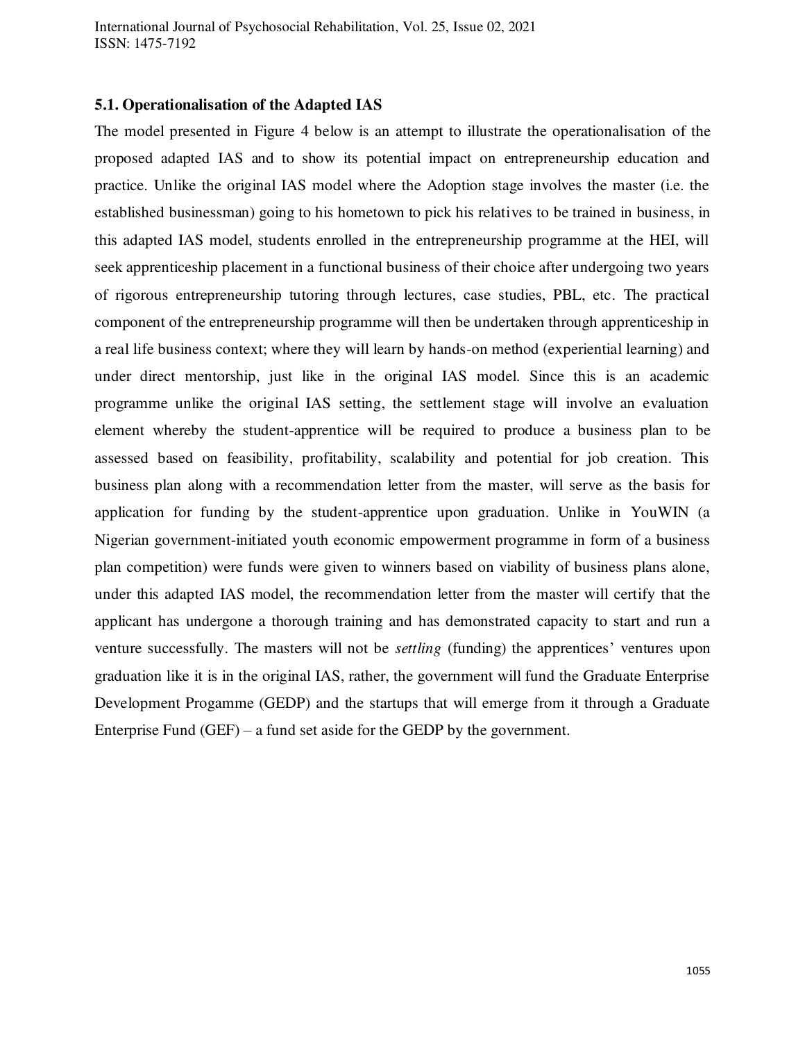### 5.1. Operationalisation of the Adapted IAS

The model presented in Figure 4 below is an attempt to illustrate the operationalisation of the proposed adapted IAS and to show its potential impact on entrepreneurship education and practice. Unlike the original IAS model where the Adoption stage involves the master (i.e. the established businessman) going to his hometown to pick his relatives to be trained in business, in this adapted IAS model, students enrolled in the entrepreneurship programme at the HEI, will seek apprenticeship placement in a functional business of their choice after undergoing two years of rigorous entrepreneurship tutoring through lectures, case studies, PBL, etc. The practical component of the entrepreneurship programme will then be undertaken through apprenticeship in a real life business context; where they will learn by hands-on method (experiential learning) and under direct mentorship, just like in the original IAS model. Since this is an academic programme unlike the original IAS setting, the settlement stage will involve an evaluation element whereby the student-apprentice will be required to produce a business plan to be assessed based on feasibility, profitability, scalability and potential for job creation. This business plan along with a recommendation letter from the master, will serve as the basis for application for funding by the student-apprentice upon graduation. Unlike in YouWIN (a Nigerian government-initiated youth economic empowerment programme in form of a business plan competition) were funds were given to winners based on viability of business plans alone, under this adapted IAS model, the recommendation letter from the master will certify that the applicant has undergone a thorough training and has demonstrated capacity to start and run a venture successfully. The masters will not be *settling* (funding) the apprentices' ventures upon graduation like it is in the original IAS, rather, the government will fund the Graduate Enterprise Development Progamme (GEDP) and the startups that will emerge from it through a Graduate Enterprise Fund (GEF) – a fund set aside for the GEDP by the government.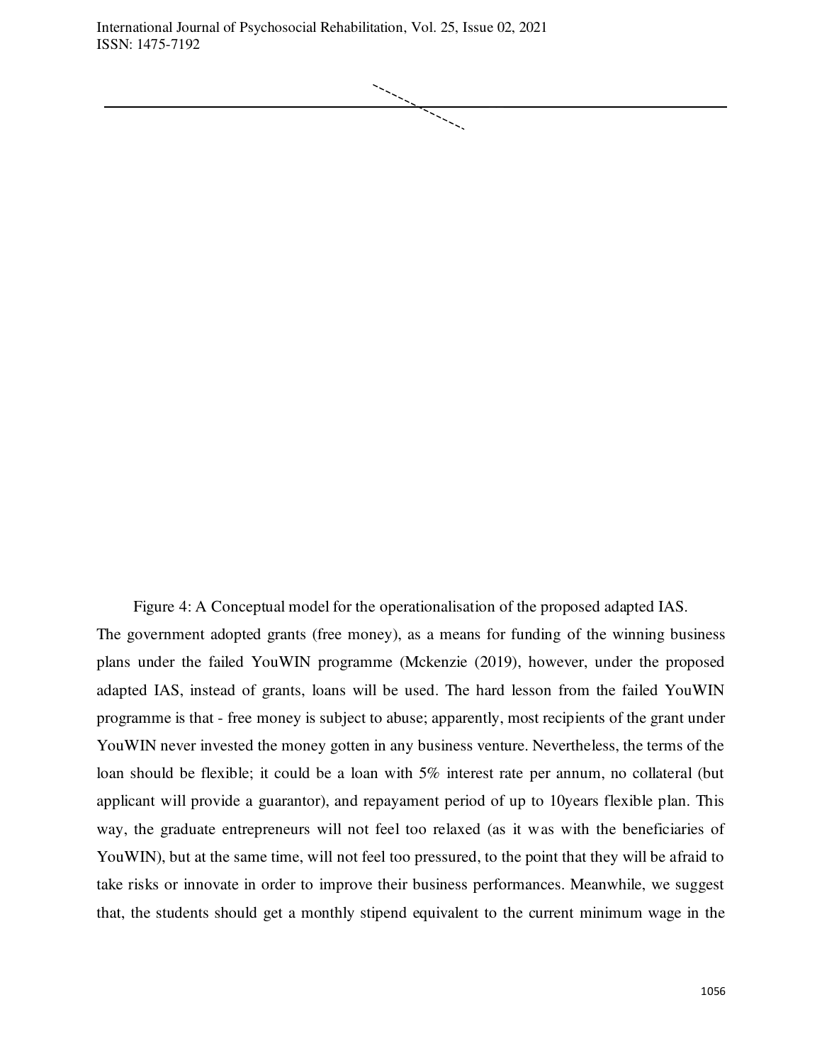Figure 4: A Conceptual model for the operationalisation of the proposed adapted IAS.

The government adopted grants (free money), as a means for funding of the winning business plans under the failed YouWIN programme (Mckenzie (2019), however, under the proposed adapted IAS, instead of grants, loans will be used. The hard lesson from the failed YouWIN programme is that - free money is subject to abuse; apparently, most recipients of the grant under YouWIN never invested the money gotten in any business venture. Nevertheless, the terms of the loan should be flexible; it could be a loan with 5% interest rate per annum, no collateral (but applicant will provide a guarantor), and repayament period of up to 10years flexible plan. This way, the graduate entrepreneurs will not feel too relaxed (as it was with the beneficiaries of YouWIN), but at the same time, will not feel too pressured, to the point that they will be afraid to take risks or innovate in order to improve their business performances. Meanwhile, we suggest that, the students should get a monthly stipend equivalent to the current minimum wage in the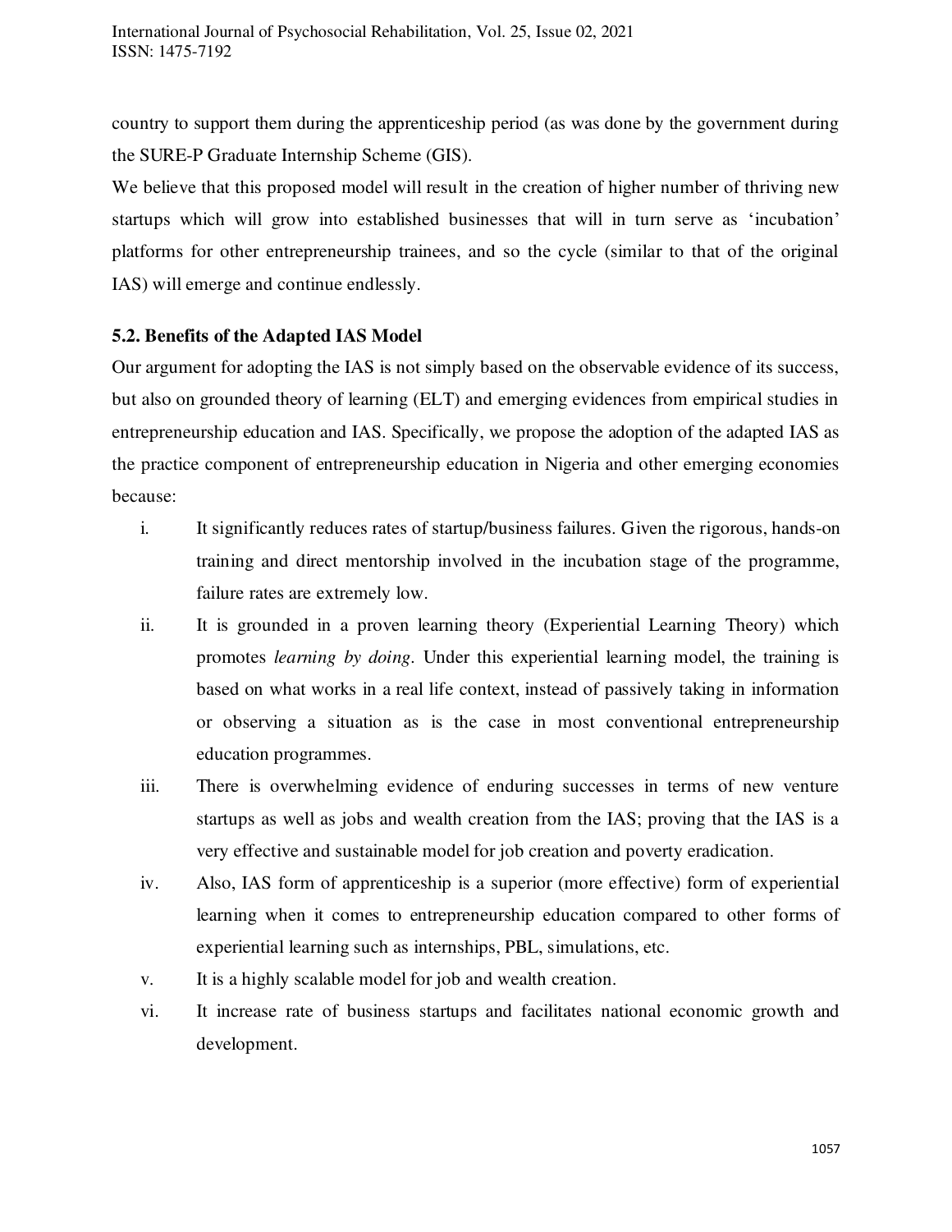country to support them during the apprenticeship period (as was done by the government during the SURE-P Graduate Internship Scheme (GIS).

We believe that this proposed model will result in the creation of higher number of thriving new startups which will grow into established businesses that will in turn serve as 'incubation' platforms for other entrepreneurship trainees, and so the cycle (similar to that of the original IAS) will emerge and continue endlessly.

### 5.2. Benefits of the Adapted IAS Model

Our argument for adopting the IAS is not simply based on the observable evidence of its success, but also on grounded theory of learning (ELT) and emerging evidences from empirical studies in entrepreneurship education and IAS. Specifically, we propose the adoption of the adapted IAS as the practice component of entrepreneurship education in Nigeria and other emerging economies because:

i. It significantly reduces rates of startup/business failures. Given the rigorous, hands-on training and direct mentorship involved in the incubation stage of the programme, failure rates are extremely low.

ii. It is grounded in a proven learning theory (Experiential Learning Theory) which promotes *learning by doing*. Under this experiential learning model, the training is based on what works in a real life context, instead of passively taking in information or observing a situation as is the case in most conventional entrepreneurship education programmes.

iii. There is overwhelming evidence of enduring successes in terms of new venture startups as well as jobs and wealth creation from the IAS; proving that the IAS is a very effective and sustainable model for job creation and poverty eradication.

iv. Also, IAS form of apprenticeship is a superior (more effective) form of experiential learning when it comes to entrepreneurship education compared to other forms of experiential learning such as internships, PBL, simulations, etc.

v. It is a highly scalable model for job and wealth creation.

vi. It increase rate of business startups and facilitates national economic growth and development.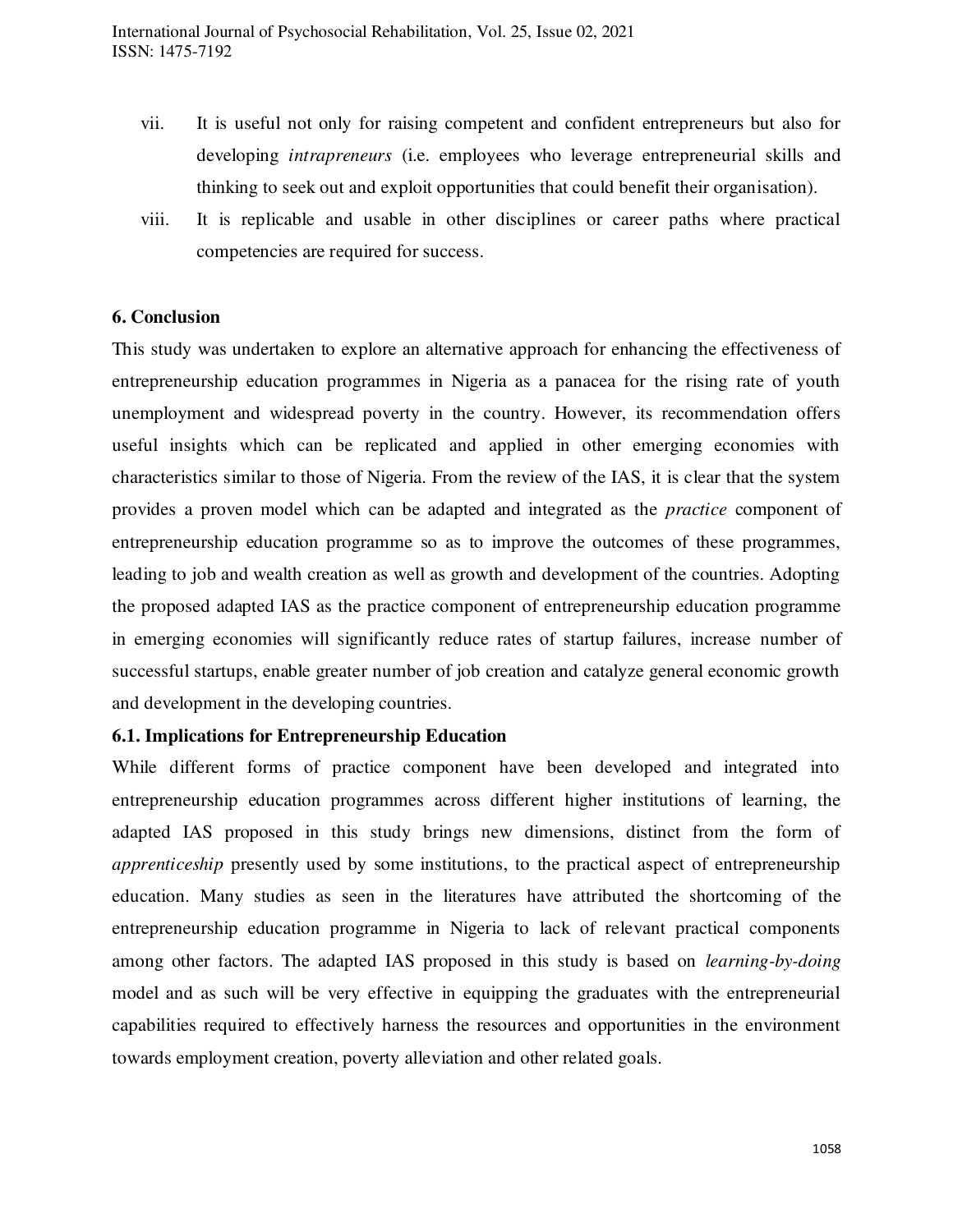vii. It is useful not only for raising competent and confident entrepreneurs but also for developing *intrapreneurs* (i.e. employees who leverage entrepreneurial skills and thinking to seek out and exploit opportunities that could benefit their organisation).

viii. It is replicable and usable in other disciplines or career paths where practical competencies are required for success.

## 6. Conclusion

This study was undertaken to explore an alternative approach for enhancing the effectiveness of entrepreneurship education programmes in Nigeria as a panacea for the rising rate of youth unemployment and widespread poverty in the country. However, its recommendation offers useful insights which can be replicated and applied in other emerging economies with characteristics similar to those of Nigeria. From the review of the IAS, it is clear that the system provides a proven model which can be adapted and integrated as the *practice* component of entrepreneurship education programme so as to improve the outcomes of these programmes, leading to job and wealth creation as well as growth and development of the countries. Adopting the proposed adapted IAS as the practice component of entrepreneurship education programme in emerging economies will significantly reduce rates of startup failures, increase number of successful startups, enable greater number of job creation and catalyze general economic growth and development in the developing countries.

### 6.1. Implications for Entrepreneurship Education

While different forms of practice component have been developed and integrated into entrepreneurship education programmes across different higher institutions of learning, the adapted IAS proposed in this study brings new dimensions, distinct from the form of *apprenticeship* presently used by some institutions, to the practical aspect of entrepreneurship education. Many studies as seen in the literatures have attributed the shortcoming of the entrepreneurship education programme in Nigeria to lack of relevant practical components among other factors. The adapted IAS proposed in this study is based on *learning-by-doing* model and as such will be very effective in equipping the graduates with the entrepreneurial capabilities required to effectively harness the resources and opportunities in the environment towards employment creation, poverty alleviation and other related goals.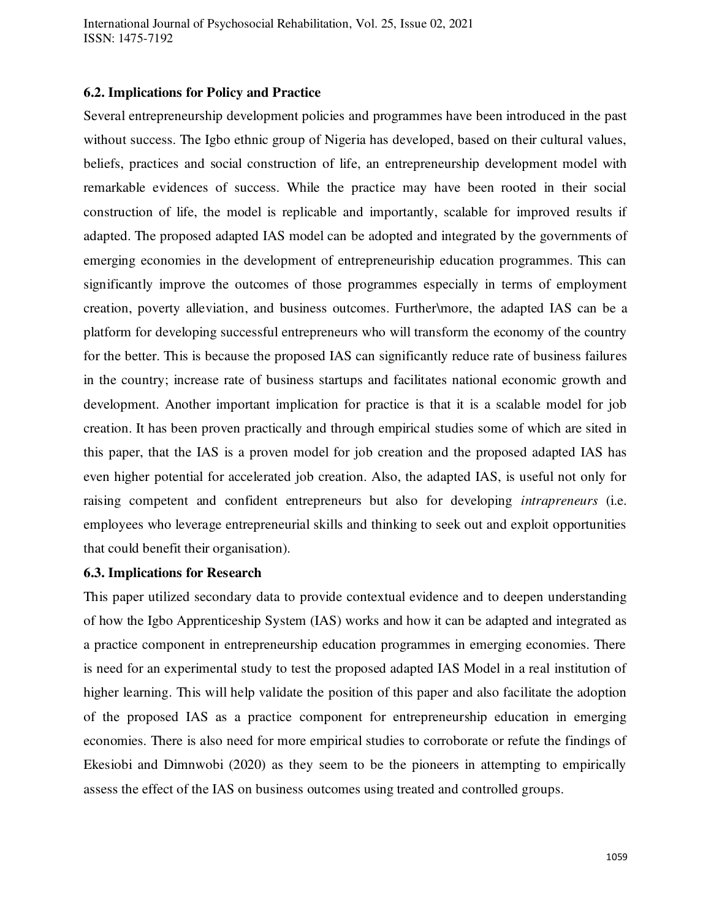### 6.2. Implications for Policy and Practice

Several entrepreneurship development policies and programmes have been introduced in the past without success. The Igbo ethnic group of Nigeria has developed, based on their cultural values, beliefs, practices and social construction of life, an entrepreneurship development model with remarkable evidences of success. While the practice may have been rooted in their social construction of life, the model is replicable and importantly, scalable for improved results if adapted. The proposed adapted IAS model can be adopted and integrated by the governments of emerging economies in the development of entrepreneuriship education programmes. This can significantly improve the outcomes of those programmes especially in terms of employment creation, poverty alleviation, and business outcomes. Further\more, the adapted IAS can be a platform for developing successful entrepreneurs who will transform the economy of the country for the better. This is because the proposed IAS can significantly reduce rate of business failures in the country; increase rate of business startups and facilitates national economic growth and development. Another important implication for practice is that it is a scalable model for job creation. It has been proven practically and through empirical studies some of which are sited in this paper, that the IAS is a proven model for job creation and the proposed adapted IAS has even higher potential for accelerated job creation. Also, the adapted IAS, is useful not only for raising competent and confident entrepreneurs but also for developing *intrapreneurs* (i.e. employees who leverage entrepreneurial skills and thinking to seek out and exploit opportunities that could benefit their organisation).

### 6.3. Implications for Research

This paper utilized secondary data to provide contextual evidence and to deepen understanding of how the Igbo Apprenticeship System (IAS) works and how it can be adapted and integrated as a practice component in entrepreneurship education programmes in emerging economies. There is need for an experimental study to test the proposed adapted IAS Model in a real institution of higher learning. This will help validate the position of this paper and also facilitate the adoption of the proposed IAS as a practice component for entrepreneurship education in emerging economies. There is also need for more empirical studies to corroborate or refute the findings of Ekesiobi and Dimnwobi (2020) as they seem to be the pioneers in attempting to empirically assess the effect of the IAS on business outcomes using treated and controlled groups.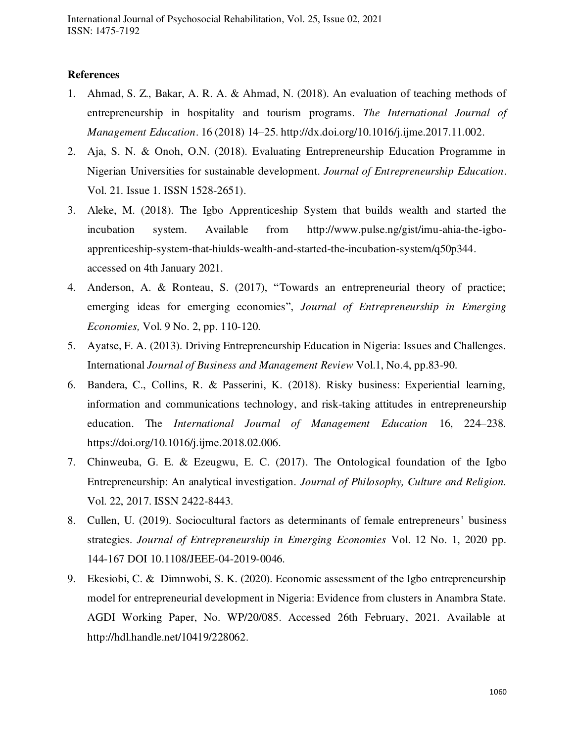**References**

1. Ahmad, S. Z., Bakar, A. R. A. & Ahmad, N. (2018). An evaluation of teaching methods of entrepreneurship in hospitality and tourism programs. *The International Journal of Management Education*. 16 (2018) 14–25. http://dx.doi.org/10.1016/j.ijme.2017.11.002.
2. Aja, S. N. & Onoh, O.N. (2018). Evaluating Entrepreneurship Education Programme in Nigerian Universities for sustainable development. *Journal of Entrepreneurship Education*. Vol. 21. Issue 1. ISSN 1528-2651).
3. Aleke, M. (2018). The Igbo Apprenticeship System that builds wealth and started the incubation system. Available from http://www.pulse.ng/gist/imu-ahia-the-igbo-apprenticeship-system-that-hiulds-wealth-and-started-the-incubation-system/q50p344. accessed on 4th January 2021.
4. Anderson, A. & Ronteau, S. (2017), "Towards an entrepreneurial theory of practice; emerging ideas for emerging economies", *Journal of Entrepreneurship in Emerging Economies,* Vol. 9 No. 2, pp. 110-120.
5. Ayatse, F. A. (2013). Driving Entrepreneurship Education in Nigeria: Issues and Challenges. International *Journal of Business and Management Review* Vol.1, No.4, pp.83-90.
6. Bandera, C., Collins, R. & Passerini, K. (2018). Risky business: Experiential learning, information and communications technology, and risk-taking attitudes in entrepreneurship education. The *International Journal of Management Education* 16, 224–238. https://doi.org/10.1016/j.ijme.2018.02.006.
7. Chinweuba, G. E. & Ezeugwu, E. C. (2017). The Ontological foundation of the Igbo Entrepreneurship: An analytical investigation. *Journal of Philosophy, Culture and Religion.* Vol. 22, 2017. ISSN 2422-8443.
8. Cullen, U. (2019). Sociocultural factors as determinants of female entrepreneurs' business strategies. *Journal of Entrepreneurship in Emerging Economies* Vol. 12 No. 1, 2020 pp. 144-167 DOI 10.1108/JEEE-04-2019-0046.
9. Ekesiobi, C. & Dimnwobi, S. K. (2020). Economic assessment of the Igbo entrepreneurship model for entrepreneurial development in Nigeria: Evidence from clusters in Anambra State. AGDI Working Paper, No. WP/20/085. Accessed 26th February, 2021. Available at http://hdl.handle.net/10419/228062.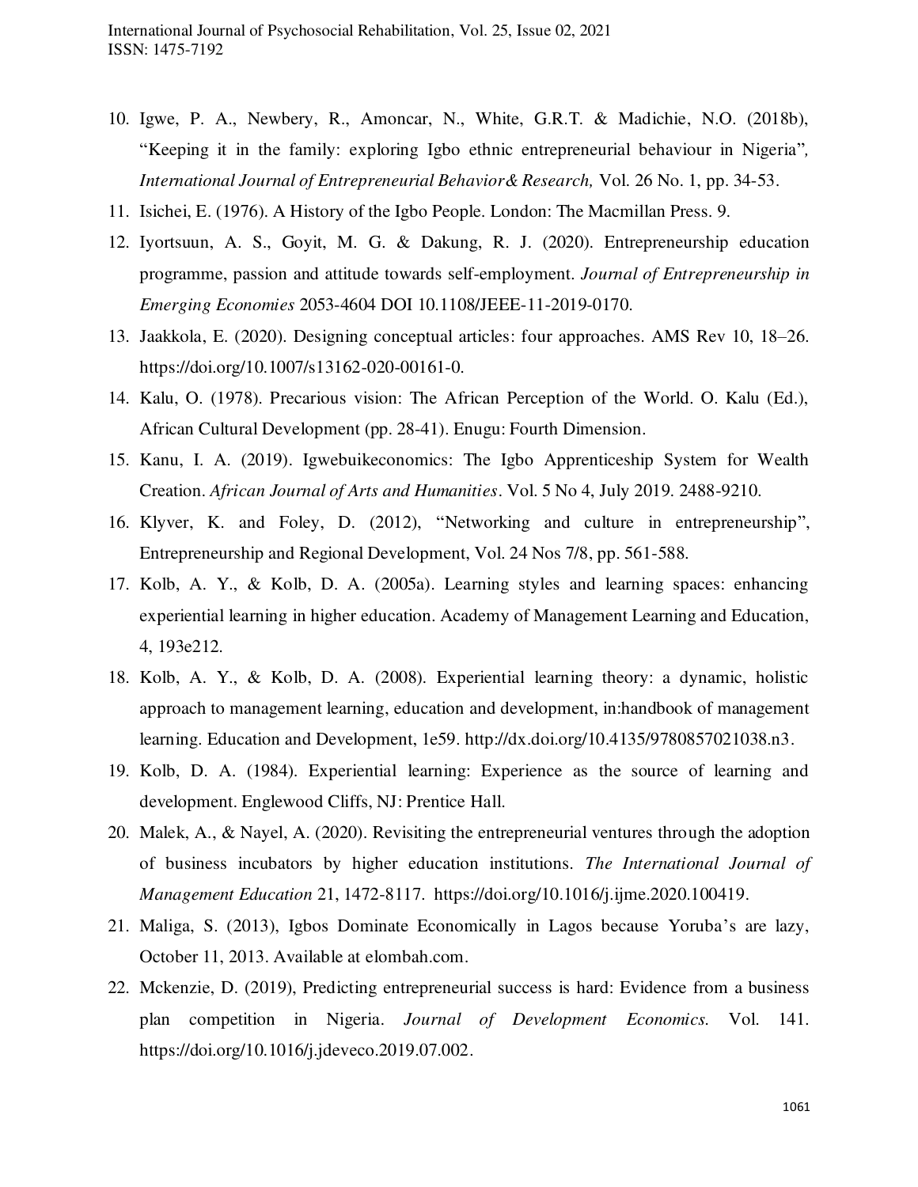10. Igwe, P. A., Newbery, R., Amoncar, N., White, G.R.T. & Madichie, N.O. (2018b), "Keeping it in the family: exploring Igbo ethnic entrepreneurial behaviour in Nigeria", *International Journal of Entrepreneurial Behavior& Research,* Vol. 26 No. 1, pp. 34-53.
11. Isichei, E. (1976). A History of the Igbo People. London: The Macmillan Press. 9.
12. Iyortsuun, A. S., Goyit, M. G. & Dakung, R. J. (2020). Entrepreneurship education programme, passion and attitude towards self-employment. *Journal of Entrepreneurship in Emerging Economies* 2053-4604 DOI 10.1108/JEEE-11-2019-0170.
13. Jaakkola, E. (2020). Designing conceptual articles: four approaches. AMS Rev 10, 18–26. https://doi.org/10.1007/s13162-020-00161-0.
14. Kalu, O. (1978). Precarious vision: The African Perception of the World. O. Kalu (Ed.), African Cultural Development (pp. 28-41). Enugu: Fourth Dimension.
15. Kanu, I. A. (2019). Igwebuikeconomics: The Igbo Apprenticeship System for Wealth Creation. *African Journal of Arts and Humanities*. Vol. 5 No 4, July 2019. 2488-9210.
16. Klyver, K. and Foley, D. (2012), "Networking and culture in entrepreneurship", Entrepreneurship and Regional Development, Vol. 24 Nos 7/8, pp. 561-588.
17. Kolb, A. Y., & Kolb, D. A. (2005a). Learning styles and learning spaces: enhancing experiential learning in higher education. Academy of Management Learning and Education, 4, 193e212.
18. Kolb, A. Y., & Kolb, D. A. (2008). Experiential learning theory: a dynamic, holistic approach to management learning, education and development, in:handbook of management learning. Education and Development, 1e59. http://dx.doi.org/10.4135/9780857021038.n3.
19. Kolb, D. A. (1984). Experiential learning: Experience as the source of learning and development. Englewood Cliffs, NJ: Prentice Hall.
20. Malek, A., & Nayel, A. (2020). Revisiting the entrepreneurial ventures through the adoption of business incubators by higher education institutions. *The International Journal of Management Education* 21, 1472-8117. https://doi.org/10.1016/j.ijme.2020.100419.
21. Maliga, S. (2013), Igbos Dominate Economically in Lagos because Yoruba's are lazy, October 11, 2013. Available at elombah.com.
22. Mckenzie, D. (2019), Predicting entrepreneurial success is hard: Evidence from a business plan competition in Nigeria. *Journal of Development Economics.* Vol. 141. https://doi.org/10.1016/j.jdeveco.2019.07.002.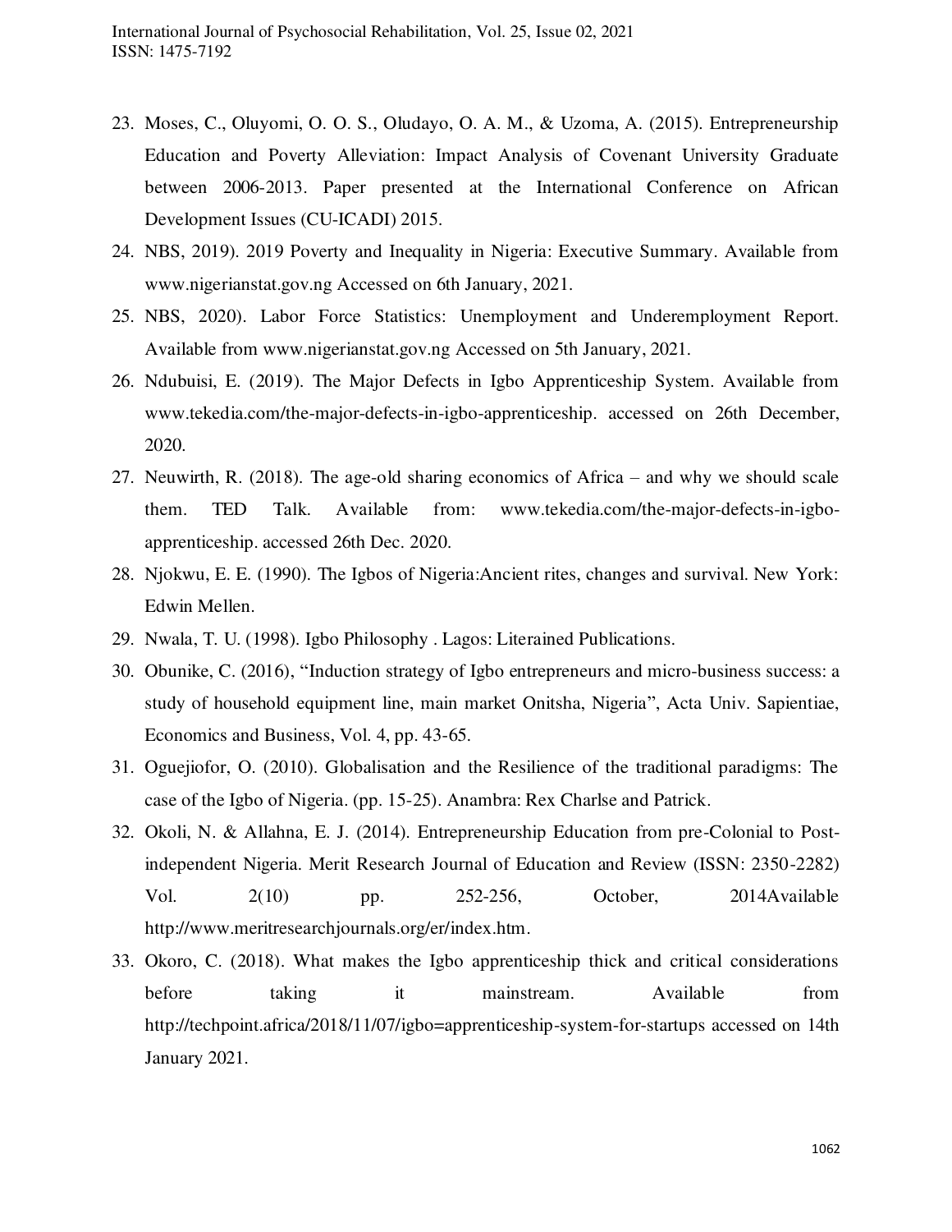23. Moses, C., Oluyomi, O. O. S., Oludayo, O. A. M., & Uzoma, A. (2015). Entrepreneurship Education and Poverty Alleviation: Impact Analysis of Covenant University Graduate between 2006-2013. Paper presented at the International Conference on African Development Issues (CU-ICADI) 2015.
24. NBS, 2019). 2019 Poverty and Inequality in Nigeria: Executive Summary. Available from www.nigerianstat.gov.ng Accessed on 6th January, 2021.
25. NBS, 2020). Labor Force Statistics: Unemployment and Underemployment Report. Available from www.nigerianstat.gov.ng Accessed on 5th January, 2021.
26. Ndubuisi, E. (2019). The Major Defects in Igbo Apprenticeship System. Available from www.tekedia.com/the-major-defects-in-igbo-apprenticeship. accessed on 26th December, 2020.
27. Neuwirth, R. (2018). The age-old sharing economics of Africa – and why we should scale them. TED Talk. Available from: www.tekedia.com/the-major-defects-in-igbo-apprenticeship. accessed 26th Dec. 2020.
28. Njokwu, E. E. (1990). The Igbos of Nigeria:Ancient rites, changes and survival. New York: Edwin Mellen.
29. Nwala, T. U. (1998). Igbo Philosophy . Lagos: Literained Publications.
30. Obunike, C. (2016), "Induction strategy of Igbo entrepreneurs and micro-business success: a study of household equipment line, main market Onitsha, Nigeria", Acta Univ. Sapientiae, Economics and Business, Vol. 4, pp. 43-65.
31. Oguejiofor, O. (2010). Globalisation and the Resilience of the traditional paradigms: The case of the Igbo of Nigeria. (pp. 15-25). Anambra: Rex Charlse and Patrick.
32. Okoli, N. & Allahna, E. J. (2014). Entrepreneurship Education from pre-Colonial to Post-independent Nigeria. Merit Research Journal of Education and Review (ISSN: 2350-2282) Vol. 2(10) pp. 252-256, October, 2014Available http://www.meritresearchjournals.org/er/index.htm.
33. Okoro, C. (2018). What makes the Igbo apprenticeship thick and critical considerations before taking it mainstream. Available from http://techpoint.africa/2018/11/07/igbo=apprenticeship-system-for-startups accessed on 14th January 2021.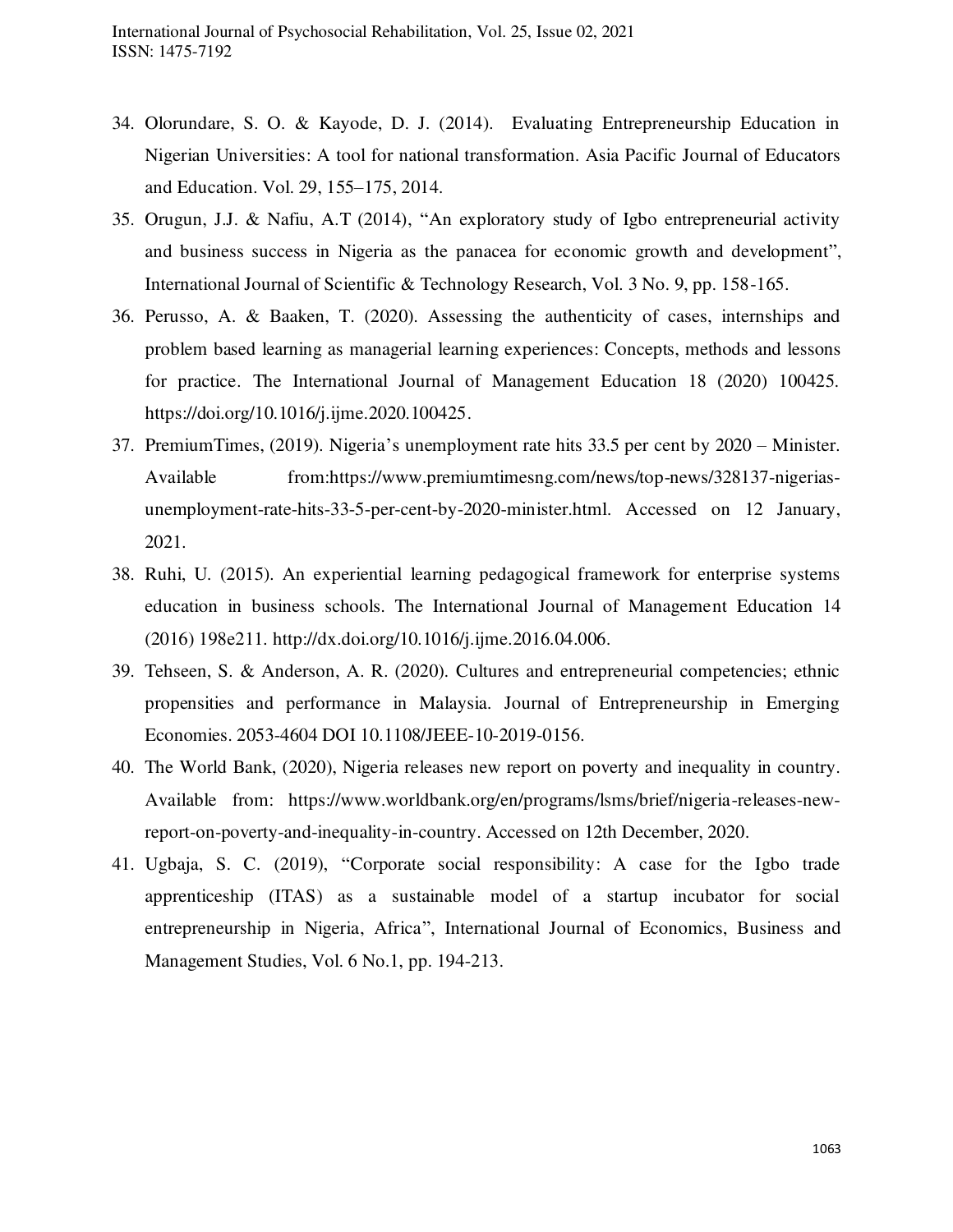34. Olorundare, S. O. & Kayode, D. J. (2014). Evaluating Entrepreneurship Education in Nigerian Universities: A tool for national transformation. Asia Pacific Journal of Educators and Education. Vol. 29, 155–175, 2014.
35. Orugun, J.J. & Nafiu, A.T (2014), "An exploratory study of Igbo entrepreneurial activity and business success in Nigeria as the panacea for economic growth and development", International Journal of Scientific & Technology Research, Vol. 3 No. 9, pp. 158-165.
36. Perusso, A. & Baaken, T. (2020). Assessing the authenticity of cases, internships and problem based learning as managerial learning experiences: Concepts, methods and lessons for practice. The International Journal of Management Education 18 (2020) 100425. https://doi.org/10.1016/j.ijme.2020.100425.
37. PremiumTimes, (2019). Nigeria's unemployment rate hits 33.5 per cent by 2020 – Minister. Available from:https://www.premiumtimesng.com/news/top-news/328137-nigerias-unemployment-rate-hits-33-5-per-cent-by-2020-minister.html. Accessed on 12 January, 2021.
38. Ruhi, U. (2015). An experiential learning pedagogical framework for enterprise systems education in business schools. The International Journal of Management Education 14 (2016) 198e211. http://dx.doi.org/10.1016/j.ijme.2016.04.006.
39. Tehseen, S. & Anderson, A. R. (2020). Cultures and entrepreneurial competencies; ethnic propensities and performance in Malaysia. Journal of Entrepreneurship in Emerging Economies. 2053-4604 DOI 10.1108/JEEE-10-2019-0156.
40. The World Bank, (2020), Nigeria releases new report on poverty and inequality in country. Available from: https://www.worldbank.org/en/programs/lsms/brief/nigeria-releases-new-report-on-poverty-and-inequality-in-country. Accessed on 12th December, 2020.
41. Ugbaja, S. C. (2019), "Corporate social responsibility: A case for the Igbo trade apprenticeship (ITAS) as a sustainable model of a startup incubator for social entrepreneurship in Nigeria, Africa", International Journal of Economics, Business and Management Studies, Vol. 6 No.1, pp. 194-213.